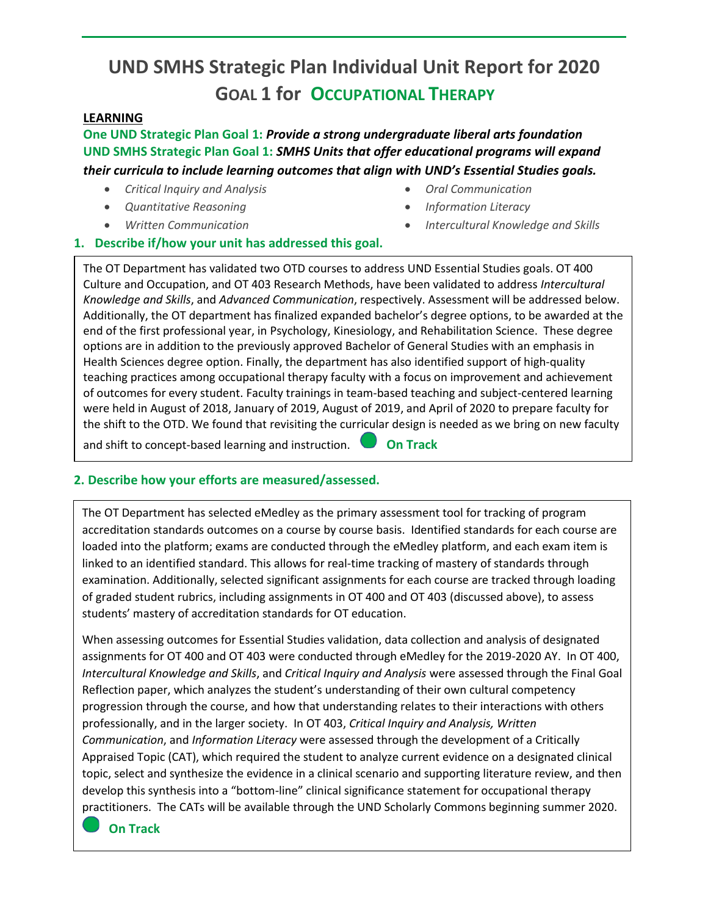# UND SMHS Strategic Plan Individual Unit Report for 2020

## GOAL 1 for OCCUPATIONAL THERAPY

**LEARNING**

**One UND Strategic Plan Goal 1: *Provide a strong undergraduate liberal arts foundation***

**UND SMHS Strategic Plan Goal 1: *SMHS Units that offer educational programs will expand their curricula to include learning outcomes that align with UND's Essential Studies goals.***

- *Critical Inquiry and Analysis*
- *Quantitative Reasoning*
- *Written Communication*
- *Oral Communication*
- *Information Literacy*
- *Intercultural Knowledge and Skills*

### 1. Describe if/how your unit has addressed this goal.

The OT Department has validated two OTD courses to address UND Essential Studies goals. OT 400 Culture and Occupation, and OT 403 Research Methods, have been validated to address *Intercultural Knowledge and Skills*, and *Advanced Communication*, respectively. Assessment will be addressed below. Additionally, the OT department has finalized expanded bachelor's degree options, to be awarded at the end of the first professional year, in Psychology, Kinesiology, and Rehabilitation Science. These degree options are in addition to the previously approved Bachelor of General Studies with an emphasis in Health Sciences degree option. Finally, the department has also identified support of high-quality teaching practices among occupational therapy faculty with a focus on improvement and achievement of outcomes for every student. Faculty trainings in team-based teaching and subject-centered learning were held in August of 2018, January of 2019, August of 2019, and April of 2020 to prepare faculty for the shift to the OTD. We found that revisiting the curricular design is needed as we bring on new faculty and shift to concept-based learning and instruction. **On Track**

### 2. Describe how your efforts are measured/assessed.

The OT Department has selected eMedley as the primary assessment tool for tracking of program accreditation standards outcomes on a course by course basis. Identified standards for each course are loaded into the platform; exams are conducted through the eMedley platform, and each exam item is linked to an identified standard. This allows for real-time tracking of mastery of standards through examination. Additionally, selected significant assignments for each course are tracked through loading of graded student rubrics, including assignments in OT 400 and OT 403 (discussed above), to assess students' mastery of accreditation standards for OT education.

When assessing outcomes for Essential Studies validation, data collection and analysis of designated assignments for OT 400 and OT 403 were conducted through eMedley for the 2019-2020 AY. In OT 400, *Intercultural Knowledge and Skills*, and *Critical Inquiry and Analysis* were assessed through the Final Goal Reflection paper, which analyzes the student's understanding of their own cultural competency progression through the course, and how that understanding relates to their interactions with others professionally, and in the larger society. In OT 403, *Critical Inquiry and Analysis, Written Communication*, and *Information Literacy* were assessed through the development of a Critically Appraised Topic (CAT), which required the student to analyze current evidence on a designated clinical topic, select and synthesize the evidence in a clinical scenario and supporting literature review, and then develop this synthesis into a "bottom-line" clinical significance statement for occupational therapy practitioners. The CATs will be available through the UND Scholarly Commons beginning summer 2020.

**On Track**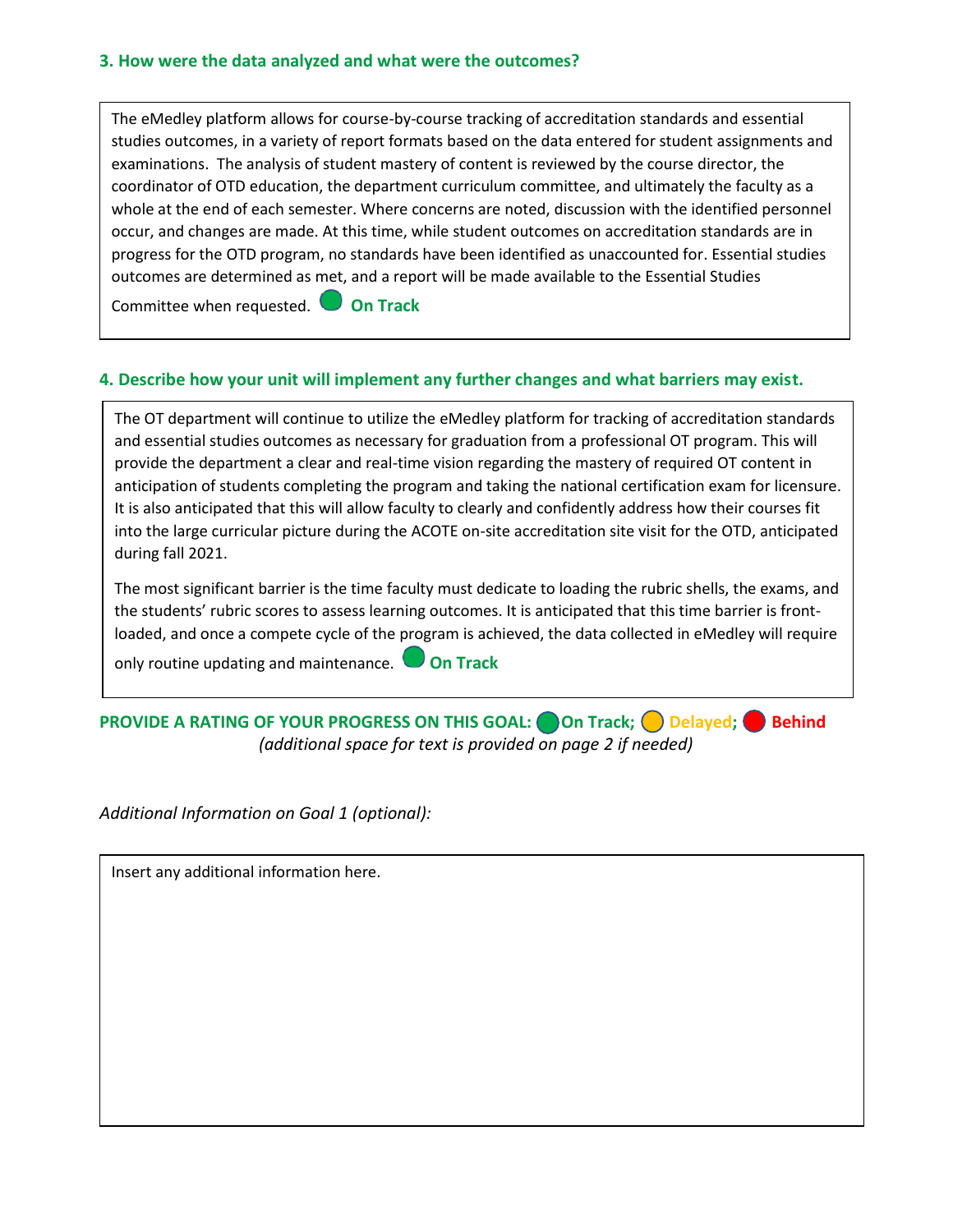### 3. How were the data analyzed and what were the outcomes?

The eMedley platform allows for course-by-course tracking of accreditation standards and essential studies outcomes, in a variety of report formats based on the data entered for student assignments and examinations. The analysis of student mastery of content is reviewed by the course director, the coordinator of OTD education, the department curriculum committee, and ultimately the faculty as a whole at the end of each semester. Where concerns are noted, discussion with the identified personnel occur, and changes are made. At this time, while student outcomes on accreditation standards are in progress for the OTD program, no standards have been identified as unaccounted for. Essential studies outcomes are determined as met, and a report will be made available to the Essential Studies Committee when requested. ● **On Track**

### 4. Describe how your unit will implement any further changes and what barriers may exist.

The OT department will continue to utilize the eMedley platform for tracking of accreditation standards and essential studies outcomes as necessary for graduation from a professional OT program. This will provide the department a clear and real-time vision regarding the mastery of required OT content in anticipation of students completing the program and taking the national certification exam for licensure. It is also anticipated that this will allow faculty to clearly and confidently address how their courses fit into the large curricular picture during the ACOTE on-site accreditation site visit for the OTD, anticipated during fall 2021.

The most significant barrier is the time faculty must dedicate to loading the rubric shells, the exams, and the students' rubric scores to assess learning outcomes. It is anticipated that this time barrier is front-loaded, and once a compete cycle of the program is achieved, the data collected in eMedley will require only routine updating and maintenance. ● **On Track**

**PROVIDE A RATING OF YOUR PROGRESS ON THIS GOAL:** ● **On Track;** ● **Delayed;** ● **Behind**

*(additional space for text is provided on page 2 if needed)*

*Additional Information on Goal 1 (optional):*

Insert any additional information here.